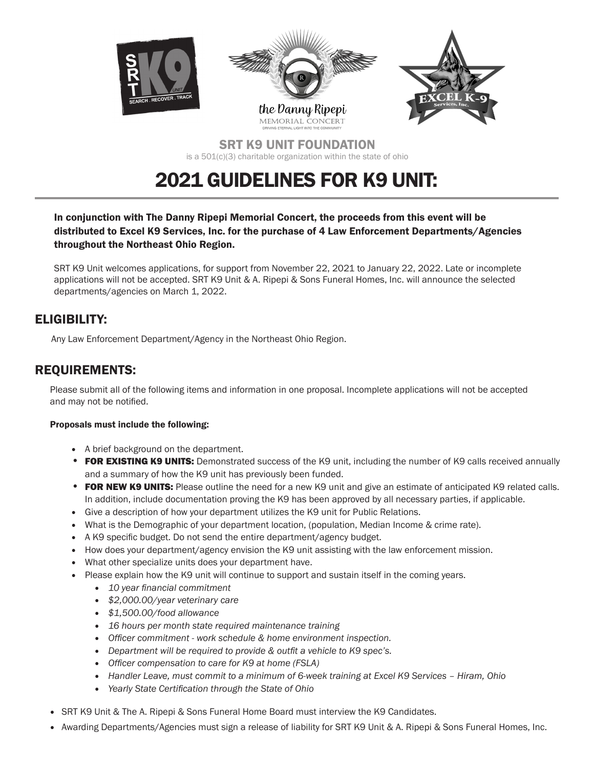SRT K9 SEARCH . RECOVER . TRACK

the Danny Ripepi MEMORIAL CONCERT
DRIVING ETERNAL LIGHT INTO THE COMMUNITY

EXCEL K-9 Services, Inc.

**SRT K9 UNIT FOUNDATION**

is a 501(c)(3) charitable organization within the state of ohio

# 2021 GUIDELINES FOR K9 UNIT:

**In conjunction with The Danny Ripepi Memorial Concert, the proceeds from this event will be distributed to Excel K9 Services, Inc. for the purchase of 4 Law Enforcement Departments/Agencies throughout the Northeast Ohio Region.**

SRT K9 Unit welcomes applications, for support from November 22, 2021 to January 22, 2022. Late or incomplete applications will not be accepted. SRT K9 Unit & A. Ripepi & Sons Funeral Homes, Inc. will announce the selected departments/agencies on March 1, 2022.

## ELIGIBILITY:

Any Law Enforcement Department/Agency in the Northeast Ohio Region.

## REQUIREMENTS:

Please submit all of the following items and information in one proposal. Incomplete applications will not be accepted and may not be notified.

**Proposals must include the following:**

- A brief background on the department.
- **FOR EXISTING K9 UNITS:** Demonstrated success of the K9 unit, including the number of K9 calls received annually and a summary of how the K9 unit has previously been funded.
- **FOR NEW K9 UNITS:** Please outline the need for a new K9 unit and give an estimate of anticipated K9 related calls. In addition, include documentation proving the K9 has been approved by all necessary parties, if applicable.
- Give a description of how your department utilizes the K9 unit for Public Relations.
- What is the Demographic of your department location, (population, Median Income & crime rate).
- A K9 specific budget. Do not send the entire department/agency budget.
- How does your department/agency envision the K9 unit assisting with the law enforcement mission.
- What other specialize units does your department have.
- Please explain how the K9 unit will continue to support and sustain itself in the coming years.
  - *10 year financial commitment*
  - *$2,000.00/year veterinary care*
  - *$1,500.00/food allowance*
  - *16 hours per month state required maintenance training*
  - *Officer commitment - work schedule & home environment inspection.*
  - *Department will be required to provide & outfit a vehicle to K9 spec's.*
  - *Officer compensation to care for K9 at home (FSLA)*
  - *Handler Leave, must commit to a minimum of 6-week training at Excel K9 Services – Hiram, Ohio*
  - *Yearly State Certification through the State of Ohio*
- SRT K9 Unit & The A. Ripepi & Sons Funeral Home Board must interview the K9 Candidates.
- Awarding Departments/Agencies must sign a release of liability for SRT K9 Unit & A. Ripepi & Sons Funeral Homes, Inc.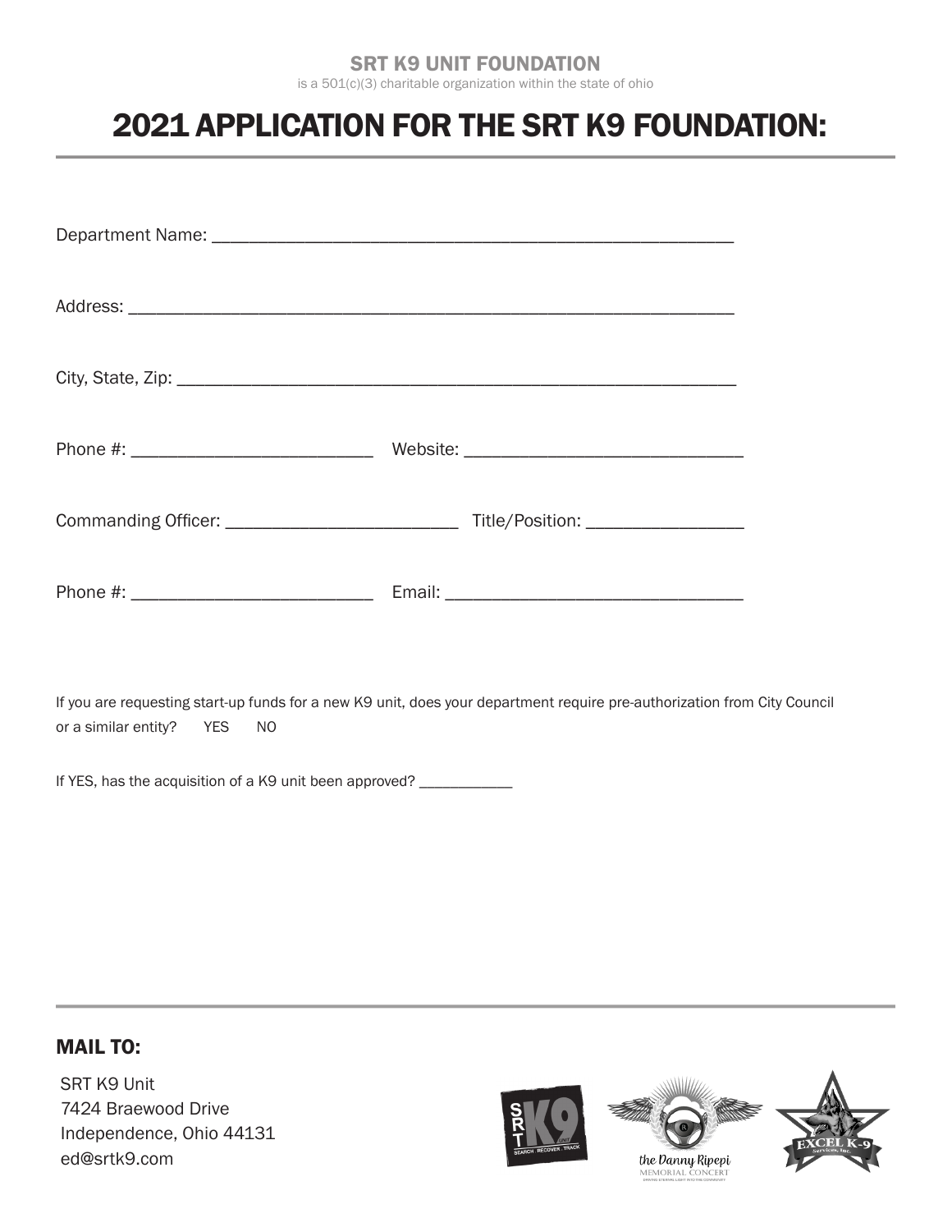SRT K9 UNIT FOUNDATION

is a 501(c)(3) charitable organization within the state of ohio

# 2021 APPLICATION FOR THE SRT K9 FOUNDATION:

Department Name: ____________________________________________________________

Address: ____________________________________________________________________

City, State, Zip: ______________________________________________________________

Phone #: ___________________________ Website: ______________________________

Commanding Officer: __________________________ Title/Position: _________________

Phone #: ___________________________ Email: ________________________________

If you are requesting start-up funds for a new K9 unit, does your department require pre-authorization from City Council or a similar entity? YES NO

If YES, has the acquisition of a K9 unit been approved? ____________

## MAIL TO:

SRT K9 Unit
7424 Braewood Drive
Independence, Ohio 44131
ed@srtk9.com